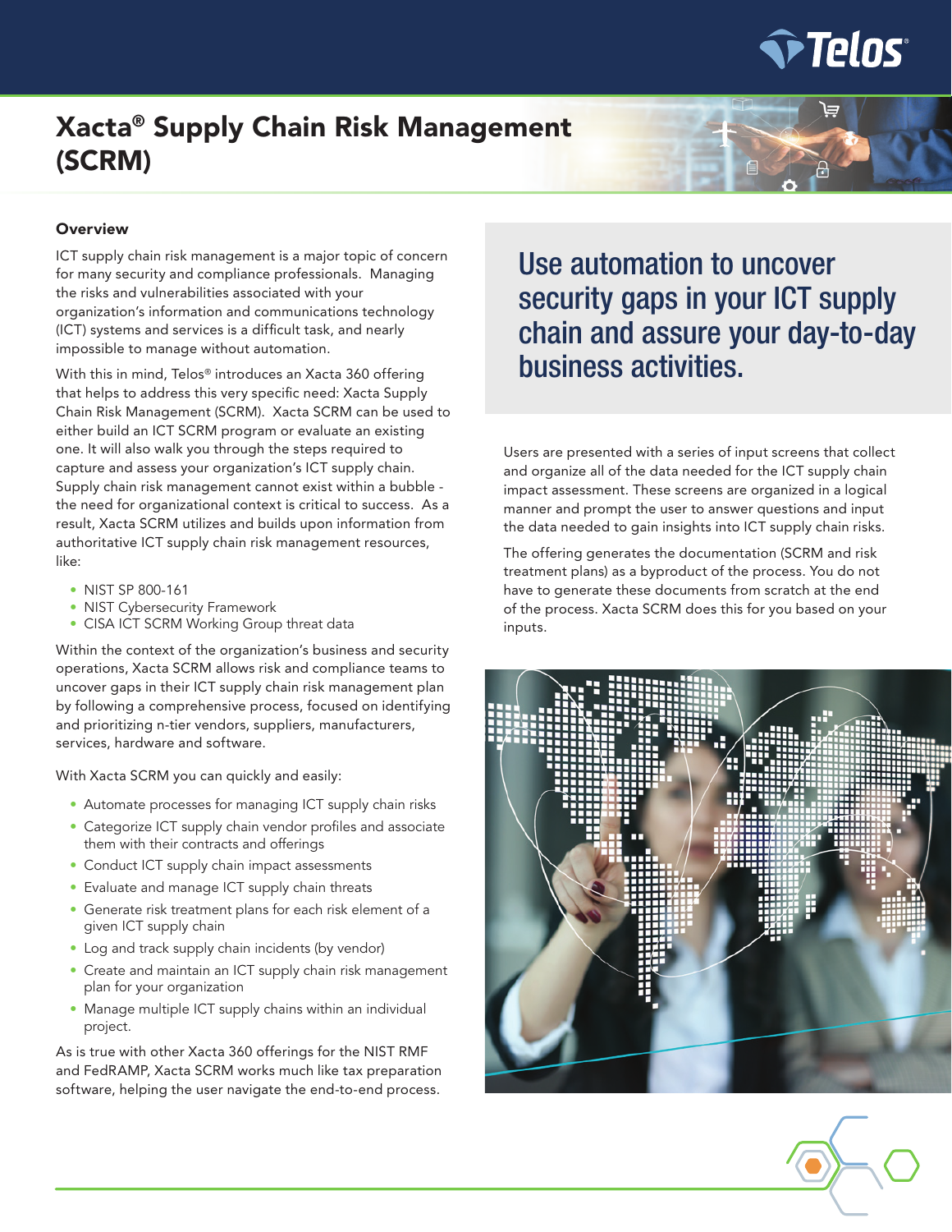# Xacta® Supply Chain Risk Management (SCRM)

## Overview

ICT supply chain risk management is a major topic of concern for many security and compliance professionals. Managing the risks and vulnerabilities associated with your organization's information and communications technology (ICT) systems and services is a difficult task, and nearly impossible to manage without automation.

With this in mind, Telos® introduces an Xacta 360 offering that helps to address this very specific need: Xacta Supply Chain Risk Management (SCRM). Xacta SCRM can be used to either build an ICT SCRM program or evaluate an existing one. It will also walk you through the steps required to capture and assess your organization's ICT supply chain. Supply chain risk management cannot exist within a bubble - the need for organizational context is critical to success. As a result, Xacta SCRM utilizes and builds upon information from authoritative ICT supply chain risk management resources, like:

- NIST SP 800-161
- NIST Cybersecurity Framework
- CISA ICT SCRM Working Group threat data

Within the context of the organization's business and security operations, Xacta SCRM allows risk and compliance teams to uncover gaps in their ICT supply chain risk management plan by following a comprehensive process, focused on identifying and prioritizing n-tier vendors, suppliers, manufacturers, services, hardware and software.

With Xacta SCRM you can quickly and easily:

- Automate processes for managing ICT supply chain risks
- Categorize ICT supply chain vendor profiles and associate them with their contracts and offerings
- Conduct ICT supply chain impact assessments
- Evaluate and manage ICT supply chain threats
- Generate risk treatment plans for each risk element of a given ICT supply chain
- Log and track supply chain incidents (by vendor)
- Create and maintain an ICT supply chain risk management plan for your organization
- Manage multiple ICT supply chains within an individual project.

As is true with other Xacta 360 offerings for the NIST RMF and FedRAMP, Xacta SCRM works much like tax preparation software, helping the user navigate the end-to-end process.

## Use automation to uncover security gaps in your ICT supply chain and assure your day-to-day business activities.

Users are presented with a series of input screens that collect and organize all of the data needed for the ICT supply chain impact assessment. These screens are organized in a logical manner and prompt the user to answer questions and input the data needed to gain insights into ICT supply chain risks.

The offering generates the documentation (SCRM and risk treatment plans) as a byproduct of the process. You do not have to generate these documents from scratch at the end of the process. Xacta SCRM does this for you based on your inputs.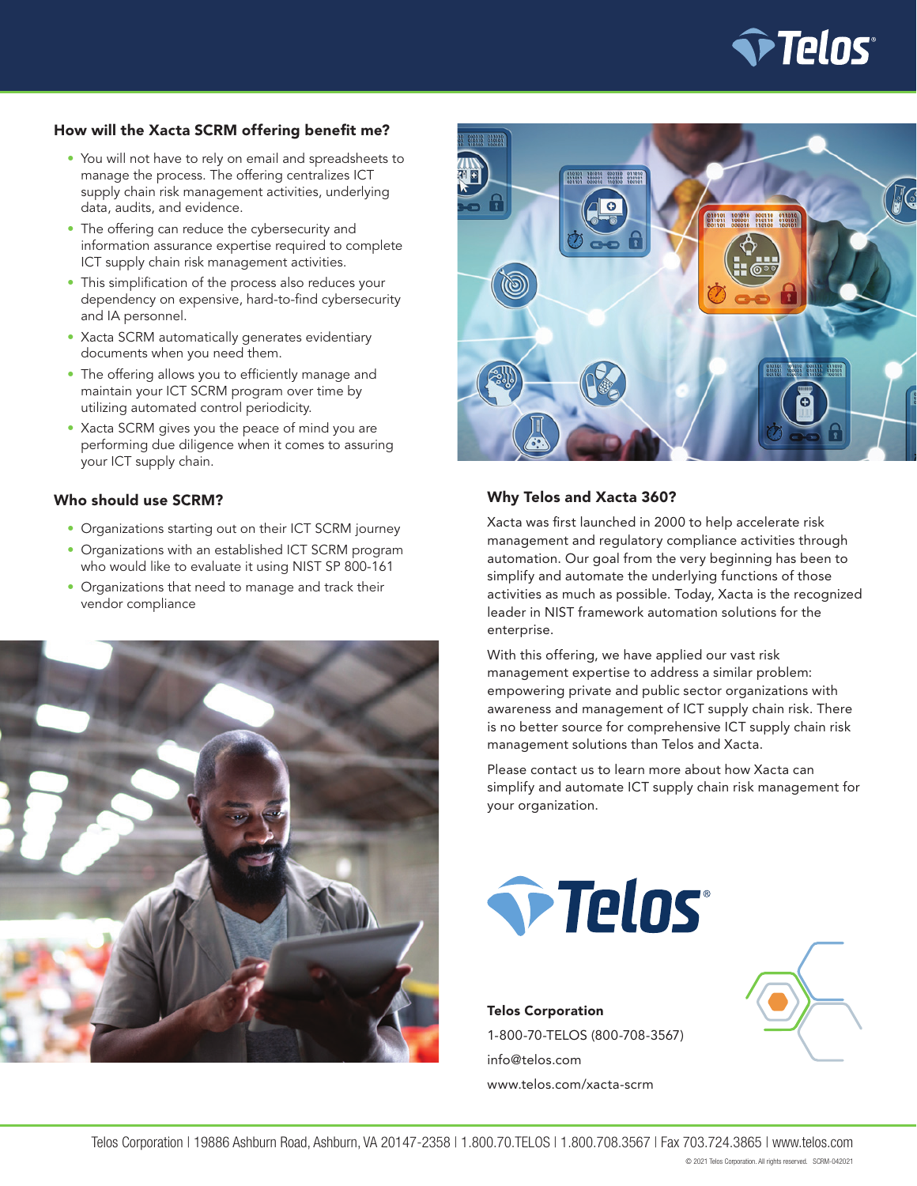## How will the Xacta SCRM offering benefit me?

- You will not have to rely on email and spreadsheets to manage the process. The offering centralizes ICT supply chain risk management activities, underlying data, audits, and evidence.
- The offering can reduce the cybersecurity and information assurance expertise required to complete ICT supply chain risk management activities.
- This simplification of the process also reduces your dependency on expensive, hard-to-find cybersecurity and IA personnel.
- Xacta SCRM automatically generates evidentiary documents when you need them.
- The offering allows you to efficiently manage and maintain your ICT SCRM program over time by utilizing automated control periodicity.
- Xacta SCRM gives you the peace of mind you are performing due diligence when it comes to assuring your ICT supply chain.

## Who should use SCRM?

- Organizations starting out on their ICT SCRM journey
- Organizations with an established ICT SCRM program who would like to evaluate it using NIST SP 800-161
- Organizations that need to manage and track their vendor compliance

## Why Telos and Xacta 360?

Xacta was first launched in 2000 to help accelerate risk management and regulatory compliance activities through automation. Our goal from the very beginning has been to simplify and automate the underlying functions of those activities as much as possible. Today, Xacta is the recognized leader in NIST framework automation solutions for the enterprise.

With this offering, we have applied our vast risk management expertise to address a similar problem: empowering private and public sector organizations with awareness and management of ICT supply chain risk. There is no better source for comprehensive ICT supply chain risk management solutions than Telos and Xacta.

Please contact us to learn more about how Xacta can simplify and automate ICT supply chain risk management for your organization.

Telos®

**Telos Corporation**
1-800-70-TELOS (800-708-3567)
info@telos.com
www.telos.com/xacta-scrm

Telos Corporation | 19886 Ashburn Road, Ashburn, VA 20147-2358 | 1.800.70.TELOS | 1.800.708.3567 | Fax 703.724.3865 | www.telos.com

© 2021 Telos Corporation. All rights reserved. SCRM-042021